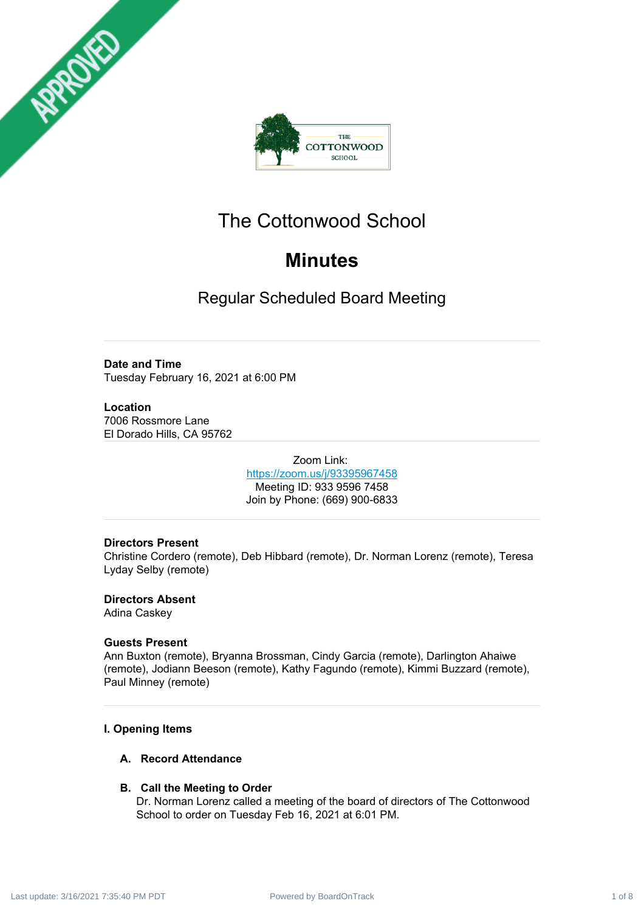# The Cottonwood School

## Minutes

### Regular Scheduled Board Meeting

**Date and Time**
Tuesday February 16, 2021 at 6:00 PM

**Location**
7006 Rossmore Lane
El Dorado Hills, CA 95762

Zoom Link:
https://zoom.us/j/93395967458
Meeting ID: 933 9596 7458
Join by Phone: (669) 900-6833

**Directors Present**
Christine Cordero (remote), Deb Hibbard (remote), Dr. Norman Lorenz (remote), Teresa Lyday Selby (remote)

**Directors Absent**
Adina Caskey

**Guests Present**
Ann Buxton (remote), Bryanna Brossman, Cindy Garcia (remote), Darlington Ahaiwe (remote), Jodiann Beeson (remote), Kathy Fagundo (remote), Kimmi Buzzard (remote), Paul Minney (remote)

**I. Opening Items**

**A. Record Attendance**

**B. Call the Meeting to Order**
Dr. Norman Lorenz called a meeting of the board of directors of The Cottonwood School to order on Tuesday Feb 16, 2021 at 6:01 PM.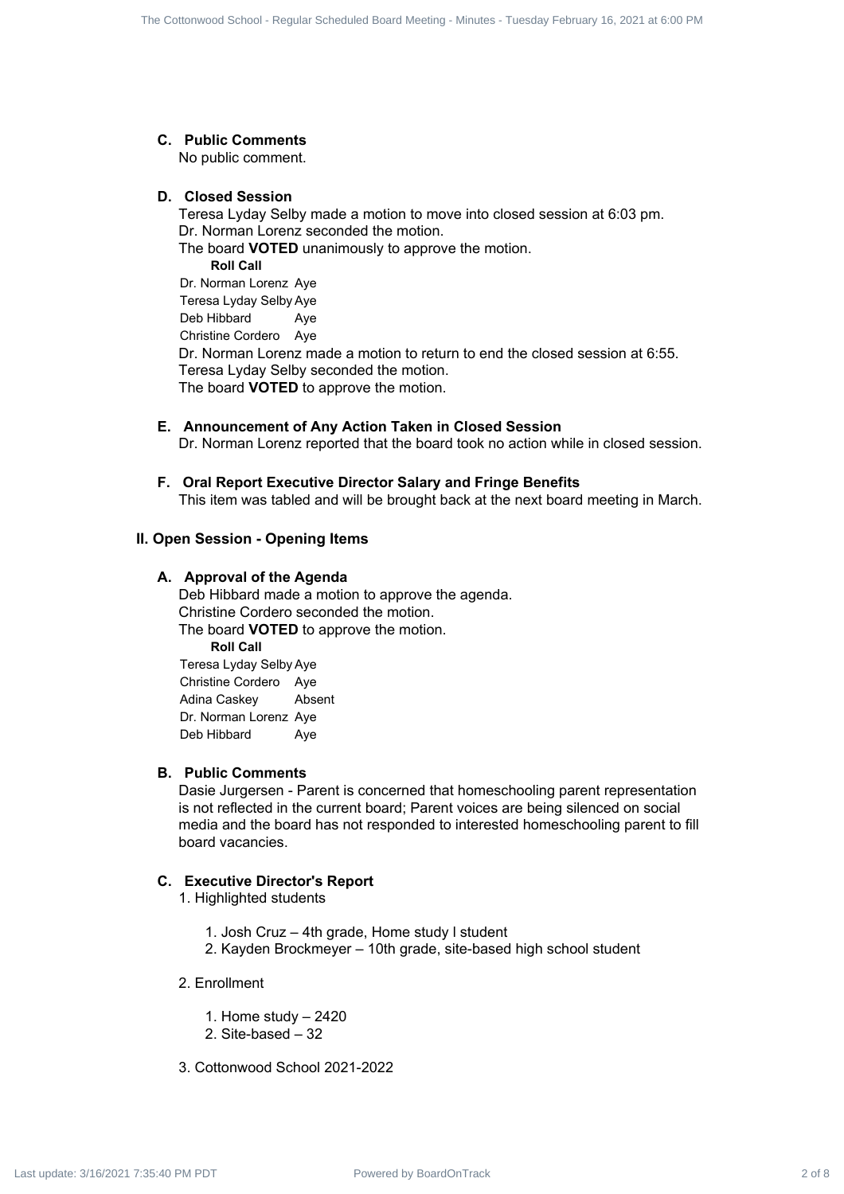### C. Public Comments

No public comment.

### D. Closed Session

Teresa Lyday Selby made a motion to move into closed session at 6:03 pm.
Dr. Norman Lorenz seconded the motion.
The board **VOTED** unanimously to approve the motion.

**Roll Call**

| | |
|---|---|
| Dr. Norman Lorenz | Aye |
| Teresa Lyday Selby | Aye |
| Deb Hibbard | Aye |
| Christine Cordero | Aye |

Dr. Norman Lorenz made a motion to return to end the closed session at 6:55.
Teresa Lyday Selby seconded the motion.
The board **VOTED** to approve the motion.

### E. Announcement of Any Action Taken in Closed Session

Dr. Norman Lorenz reported that the board took no action while in closed session.

### F. Oral Report Executive Director Salary and Fringe Benefits

This item was tabled and will be brought back at the next board meeting in March.

## II. Open Session - Opening Items

### A. Approval of the Agenda

Deb Hibbard made a motion to approve the agenda.
Christine Cordero seconded the motion.
The board **VOTED** to approve the motion.

**Roll Call**

| | |
|---|---|
| Teresa Lyday Selby | Aye |
| Christine Cordero | Aye |
| Adina Caskey | Absent |
| Dr. Norman Lorenz | Aye |
| Deb Hibbard | Aye |

### B. Public Comments

Dasie Jurgersen - Parent is concerned that homeschooling parent representation is not reflected in the current board; Parent voices are being silenced on social media and the board has not responded to interested homeschooling parent to fill board vacancies.

### C. Executive Director's Report

1. Highlighted students
    1. Josh Cruz – 4th grade, Home study l student
    2. Kayden Brockmeyer – 10th grade, site-based high school student
2. Enrollment
    1. Home study – 2420
    2. Site-based – 32
3. Cottonwood School 2021-2022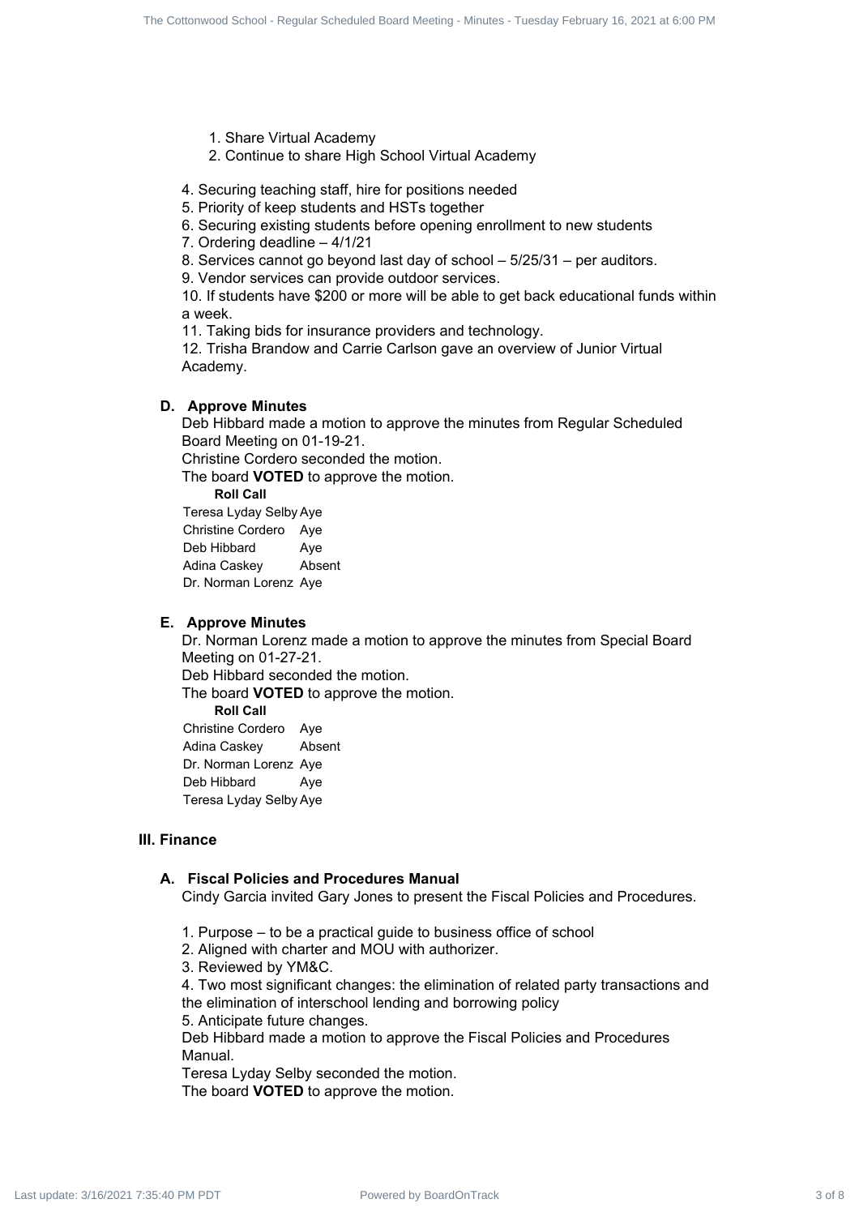1. Share Virtual Academy
2. Continue to share High School Virtual Academy

4. Securing teaching staff, hire for positions needed
5. Priority of keep students and HSTs together
6. Securing existing students before opening enrollment to new students
7. Ordering deadline – 4/1/21
8. Services cannot go beyond last day of school – 5/25/31 – per auditors.
9. Vendor services can provide outdoor services.
10. If students have $200 or more will be able to get back educational funds within a week.
11. Taking bids for insurance providers and technology.
12. Trisha Brandow and Carrie Carlson gave an overview of Junior Virtual Academy.

### D. Approve Minutes

Deb Hibbard made a motion to approve the minutes from Regular Scheduled Board Meeting on 01-19-21.
Christine Cordero seconded the motion.
The board **VOTED** to approve the motion.

**Roll Call**

| | |
|---|---|
| Teresa Lyday Selby | Aye |
| Christine Cordero | Aye |
| Deb Hibbard | Aye |
| Adina Caskey | Absent |
| Dr. Norman Lorenz | Aye |

### E. Approve Minutes

Dr. Norman Lorenz made a motion to approve the minutes from Special Board Meeting on 01-27-21.
Deb Hibbard seconded the motion.
The board **VOTED** to approve the motion.

**Roll Call**

| | |
|---|---|
| Christine Cordero | Aye |
| Adina Caskey | Absent |
| Dr. Norman Lorenz | Aye |
| Deb Hibbard | Aye |
| Teresa Lyday Selby | Aye |

## III. Finance

### A. Fiscal Policies and Procedures Manual

Cindy Garcia invited Gary Jones to present the Fiscal Policies and Procedures.

1. Purpose – to be a practical guide to business office of school
2. Aligned with charter and MOU with authorizer.
3. Reviewed by YM&C.
4. Two most significant changes: the elimination of related party transactions and the elimination of interschool lending and borrowing policy
5. Anticipate future changes.

Deb Hibbard made a motion to approve the Fiscal Policies and Procedures Manual.
Teresa Lyday Selby seconded the motion.
The board **VOTED** to approve the motion.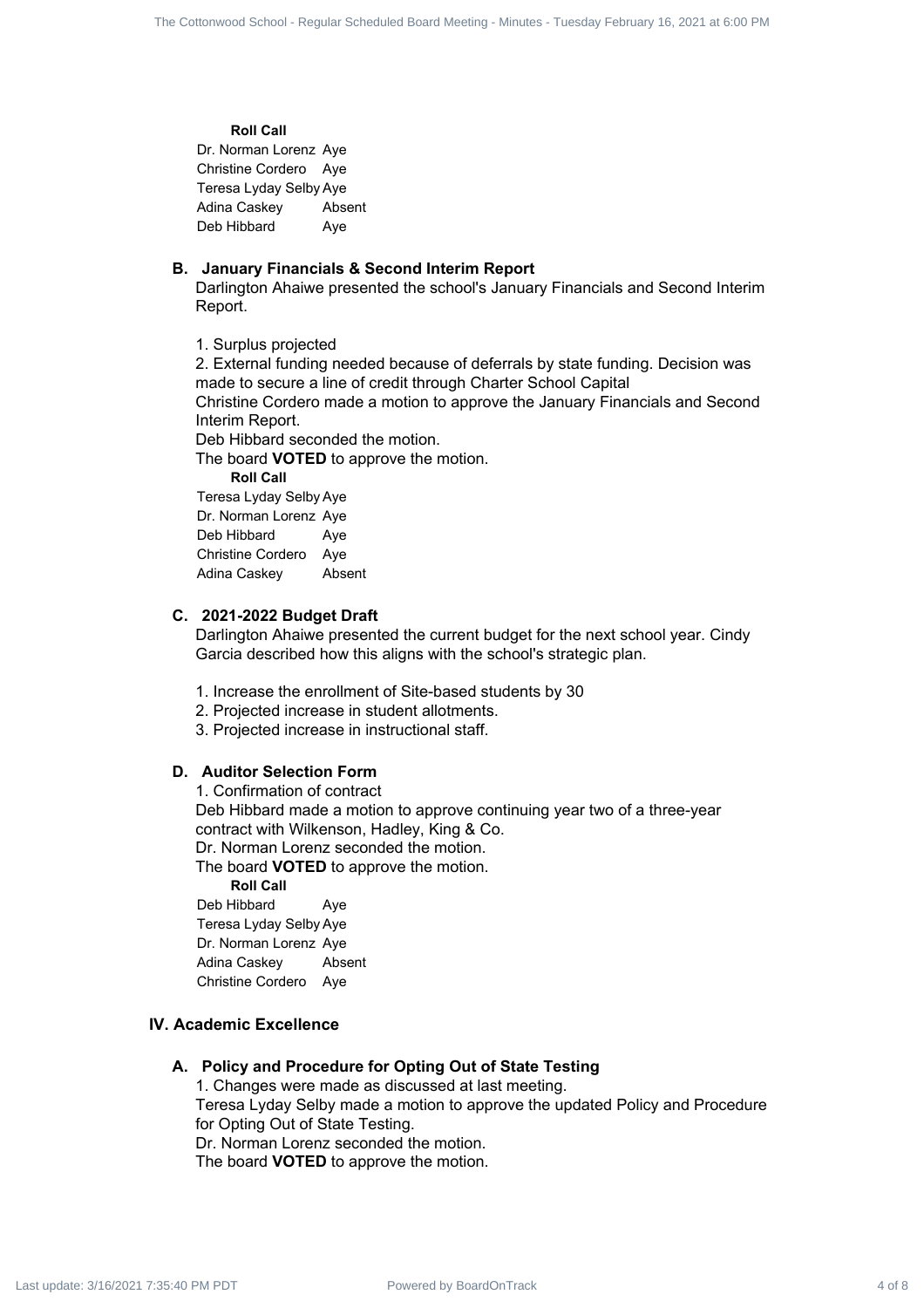**Roll Call**

| | |
|---|---|
| Dr. Norman Lorenz | Aye |
| Christine Cordero | Aye |
| Teresa Lyday Selby | Aye |
| Adina Caskey | Absent |
| Deb Hibbard | Aye |

### B. January Financials & Second Interim Report

Darlington Ahaiwe presented the school's January Financials and Second Interim Report.

1. Surplus projected
2. External funding needed because of deferrals by state funding. Decision was made to secure a line of credit through Charter School Capital

Christine Cordero made a motion to approve the January Financials and Second Interim Report.
Deb Hibbard seconded the motion.
The board **VOTED** to approve the motion.

**Roll Call**

| | |
|---|---|
| Teresa Lyday Selby | Aye |
| Dr. Norman Lorenz | Aye |
| Deb Hibbard | Aye |
| Christine Cordero | Aye |
| Adina Caskey | Absent |

### C. 2021-2022 Budget Draft

Darlington Ahaiwe presented the current budget for the next school year. Cindy Garcia described how this aligns with the school's strategic plan.

1. Increase the enrollment of Site-based students by 30
2. Projected increase in student allotments.
3. Projected increase in instructional staff.

### D. Auditor Selection Form

1. Confirmation of contract

Deb Hibbard made a motion to approve continuing year two of a three-year contract with Wilkenson, Hadley, King & Co.
Dr. Norman Lorenz seconded the motion.
The board **VOTED** to approve the motion.

**Roll Call**

| | |
|---|---|
| Deb Hibbard | Aye |
| Teresa Lyday Selby | Aye |
| Dr. Norman Lorenz | Aye |
| Adina Caskey | Absent |
| Christine Cordero | Aye |

## IV. Academic Excellence

### A. Policy and Procedure for Opting Out of State Testing

1. Changes were made as discussed at last meeting.

Teresa Lyday Selby made a motion to approve the updated Policy and Procedure for Opting Out of State Testing.
Dr. Norman Lorenz seconded the motion.
The board **VOTED** to approve the motion.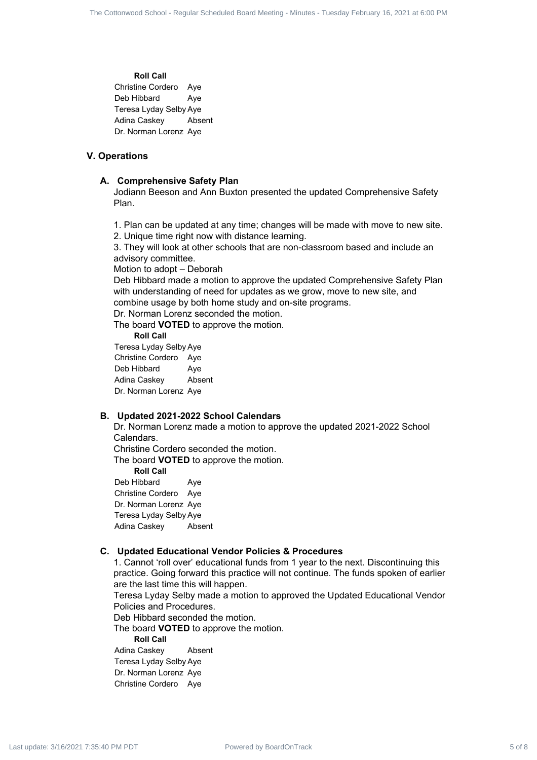**Roll Call**

| | |
|---|---|
| Christine Cordero | Aye |
| Deb Hibbard | Aye |
| Teresa Lyday Selby | Aye |
| Adina Caskey | Absent |
| Dr. Norman Lorenz | Aye |

## V. Operations

### A. Comprehensive Safety Plan

Jodiann Beeson and Ann Buxton presented the updated Comprehensive Safety Plan.

1. Plan can be updated at any time; changes will be made with move to new site.
2. Unique time right now with distance learning.
3. They will look at other schools that are non-classroom based and include an advisory committee.

Motion to adopt – Deborah

Deb Hibbard made a motion to approve the updated Comprehensive Safety Plan with understanding of need for updates as we grow, move to new site, and combine usage by both home study and on-site programs.

Dr. Norman Lorenz seconded the motion.

The board **VOTED** to approve the motion.

**Roll Call**

| | |
|---|---|
| Teresa Lyday Selby | Aye |
| Christine Cordero | Aye |
| Deb Hibbard | Aye |
| Adina Caskey | Absent |
| Dr. Norman Lorenz | Aye |

### B. Updated 2021-2022 School Calendars

Dr. Norman Lorenz made a motion to approve the updated 2021-2022 School Calendars.

Christine Cordero seconded the motion.

The board **VOTED** to approve the motion.

**Roll Call**

| | |
|---|---|
| Deb Hibbard | Aye |
| Christine Cordero | Aye |
| Dr. Norman Lorenz | Aye |
| Teresa Lyday Selby | Aye |
| Adina Caskey | Absent |

### C. Updated Educational Vendor Policies & Procedures

1. Cannot 'roll over' educational funds from 1 year to the next. Discontinuing this practice. Going forward this practice will not continue. The funds spoken of earlier are the last time this will happen.

Teresa Lyday Selby made a motion to approved the Updated Educational Vendor Policies and Procedures.

Deb Hibbard seconded the motion.

The board **VOTED** to approve the motion.

**Roll Call**

| | |
|---|---|
| Adina Caskey | Absent |
| Teresa Lyday Selby | Aye |
| Dr. Norman Lorenz | Aye |
| Christine Cordero | Aye |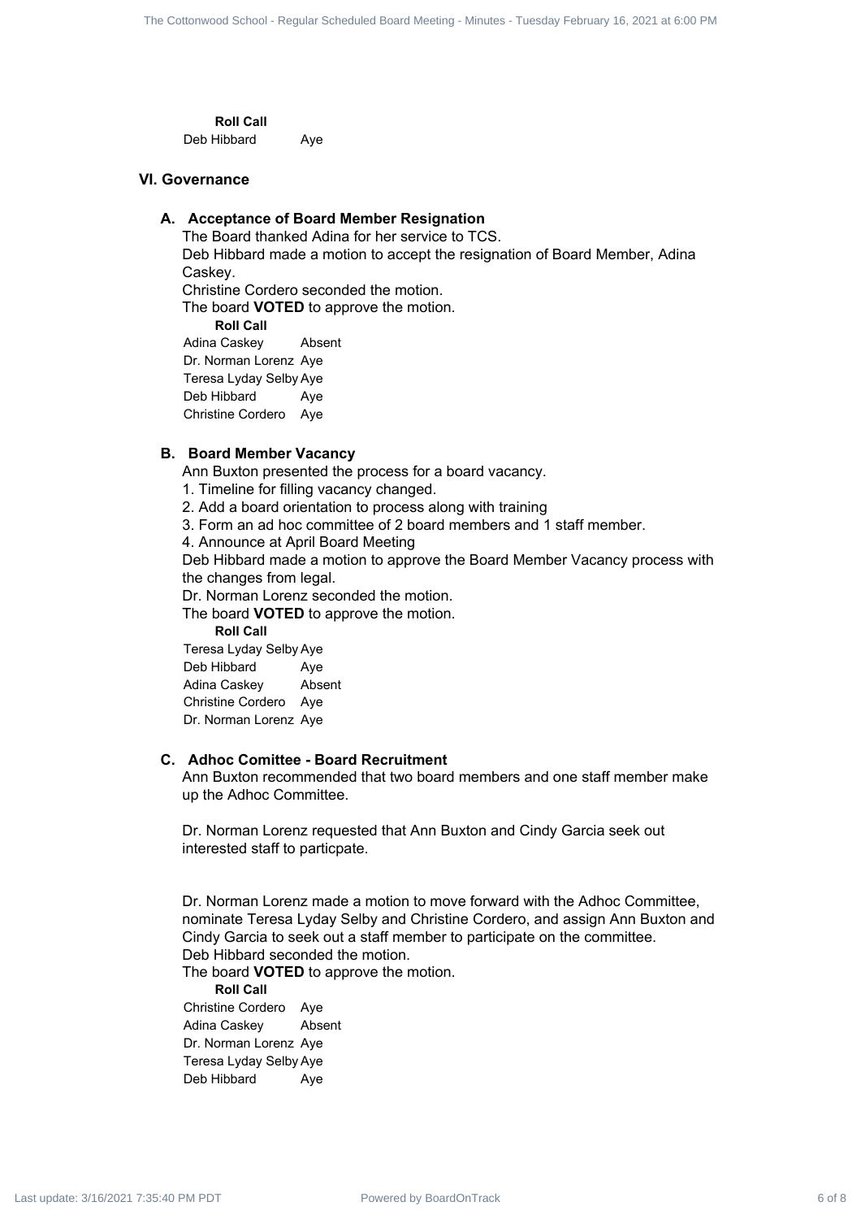**Roll Call**

Deb Hibbard Aye

## VI. Governance

### A. Acceptance of Board Member Resignation

The Board thanked Adina for her service to TCS.

Deb Hibbard made a motion to accept the resignation of Board Member, Adina Caskey.

Christine Cordero seconded the motion.

The board **VOTED** to approve the motion.

**Roll Call**

| | |
|---|---|
| Adina Caskey | Absent |
| Dr. Norman Lorenz | Aye |
| Teresa Lyday Selby | Aye |
| Deb Hibbard | Aye |
| Christine Cordero | Aye |

### B. Board Member Vacancy

Ann Buxton presented the process for a board vacancy.

1. Timeline for filling vacancy changed.
2. Add a board orientation to process along with training
3. Form an ad hoc committee of 2 board members and 1 staff member.
4. Announce at April Board Meeting

Deb Hibbard made a motion to approve the Board Member Vacancy process with the changes from legal.

Dr. Norman Lorenz seconded the motion.

The board **VOTED** to approve the motion.

**Roll Call**

| | |
|---|---|
| Teresa Lyday Selby | Aye |
| Deb Hibbard | Aye |
| Adina Caskey | Absent |
| Christine Cordero | Aye |
| Dr. Norman Lorenz | Aye |

### C. Adhoc Comittee - Board Recruitment

Ann Buxton recommended that two board members and one staff member make up the Adhoc Committee.

Dr. Norman Lorenz requested that Ann Buxton and Cindy Garcia seek out interested staff to particpate.

Dr. Norman Lorenz made a motion to move forward with the Adhoc Committee, nominate Teresa Lyday Selby and Christine Cordero, and assign Ann Buxton and Cindy Garcia to seek out a staff member to participate on the committee.

Deb Hibbard seconded the motion.

The board **VOTED** to approve the motion.

**Roll Call**

| | |
|---|---|
| Christine Cordero | Aye |
| Adina Caskey | Absent |
| Dr. Norman Lorenz | Aye |
| Teresa Lyday Selby | Aye |
| Deb Hibbard | Aye |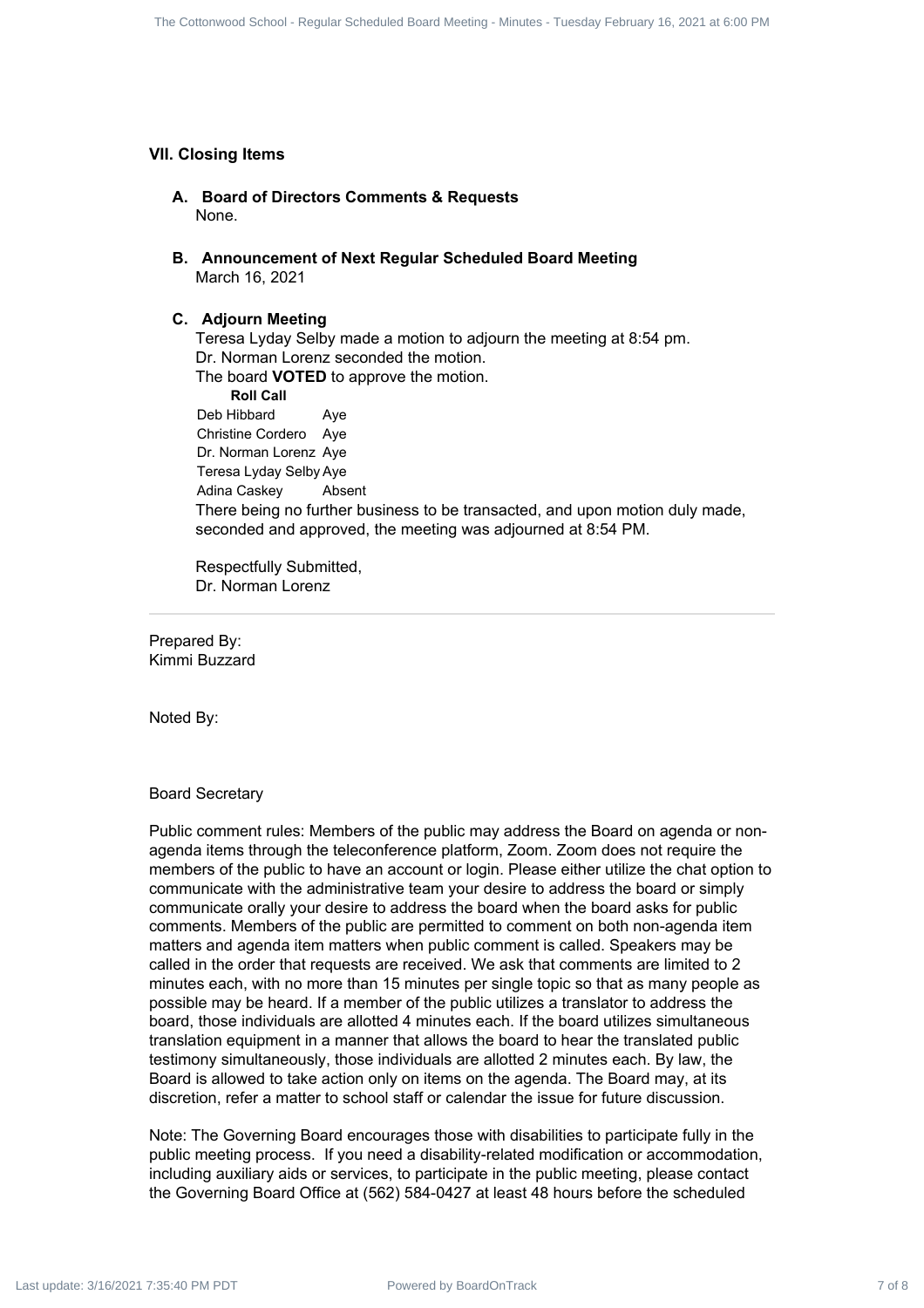## VII. Closing Items

### A. Board of Directors Comments & Requests

None.

### B. Announcement of Next Regular Scheduled Board Meeting

March 16, 2021

### C. Adjourn Meeting

Teresa Lyday Selby made a motion to adjourn the meeting at 8:54 pm.
Dr. Norman Lorenz seconded the motion.
The board **VOTED** to approve the motion.

| **Roll Call** | |
|---|---|
| Deb Hibbard | Aye |
| Christine Cordero | Aye |
| Dr. Norman Lorenz | Aye |
| Teresa Lyday Selby | Aye |
| Adina Caskey | Absent |

There being no further business to be transacted, and upon motion duly made, seconded and approved, the meeting was adjourned at 8:54 PM.

Respectfully Submitted,
Dr. Norman Lorenz

---

Prepared By:
Kimmi Buzzard

Noted By:

Board Secretary

Public comment rules: Members of the public may address the Board on agenda or non-agenda items through the teleconference platform, Zoom. Zoom does not require the members of the public to have an account or login. Please either utilize the chat option to communicate with the administrative team your desire to address the board or simply communicate orally your desire to address the board when the board asks for public comments. Members of the public are permitted to comment on both non-agenda item matters and agenda item matters when public comment is called. Speakers may be called in the order that requests are received. We ask that comments are limited to 2 minutes each, with no more than 15 minutes per single topic so that as many people as possible may be heard. If a member of the public utilizes a translator to address the board, those individuals are allotted 4 minutes each. If the board utilizes simultaneous translation equipment in a manner that allows the board to hear the translated public testimony simultaneously, those individuals are allotted 2 minutes each. By law, the Board is allowed to take action only on items on the agenda. The Board may, at its discretion, refer a matter to school staff or calendar the issue for future discussion.

Note: The Governing Board encourages those with disabilities to participate fully in the public meeting process. If you need a disability-related modification or accommodation, including auxiliary aids or services, to participate in the public meeting, please contact the Governing Board Office at (562) 584-0427 at least 48 hours before the scheduled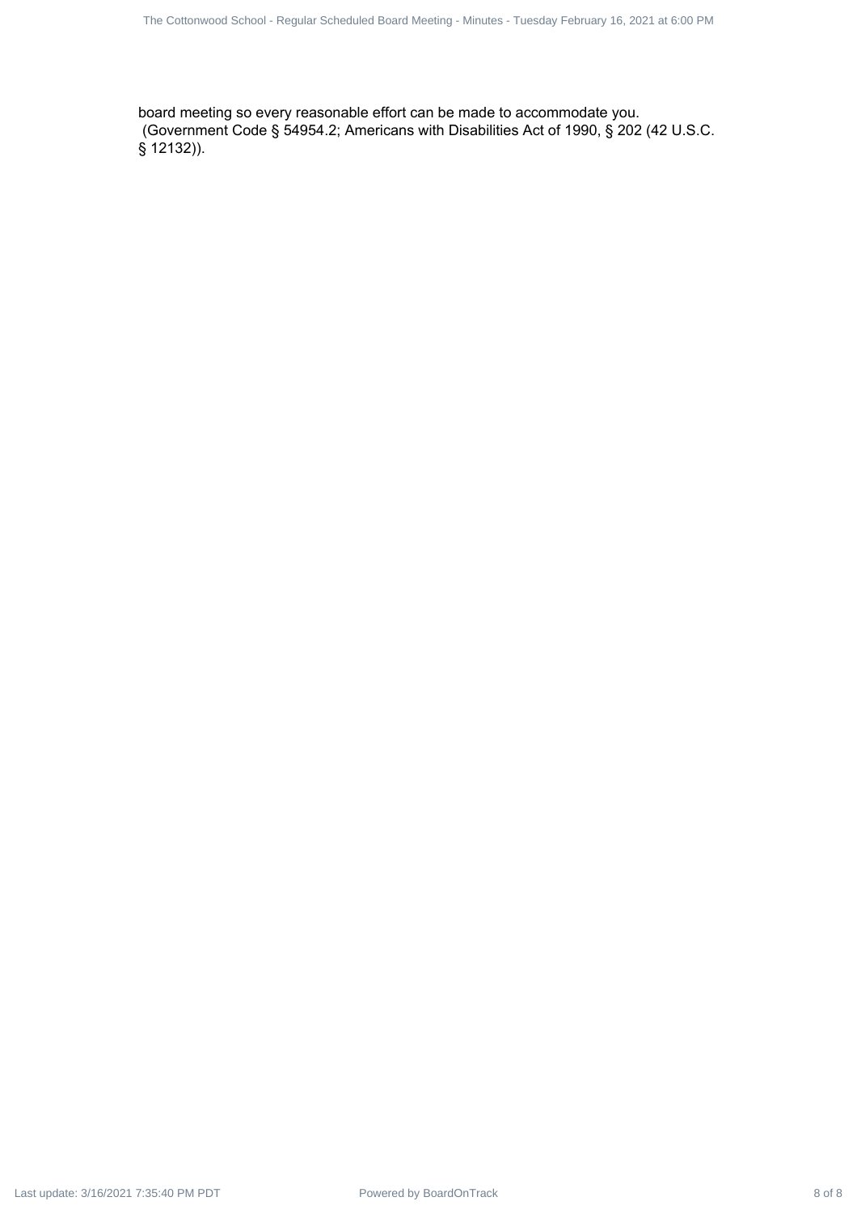board meeting so every reasonable effort can be made to accommodate you.
(Government Code § 54954.2; Americans with Disabilities Act of 1990, § 202 (42 U.S.C. § 12132)).